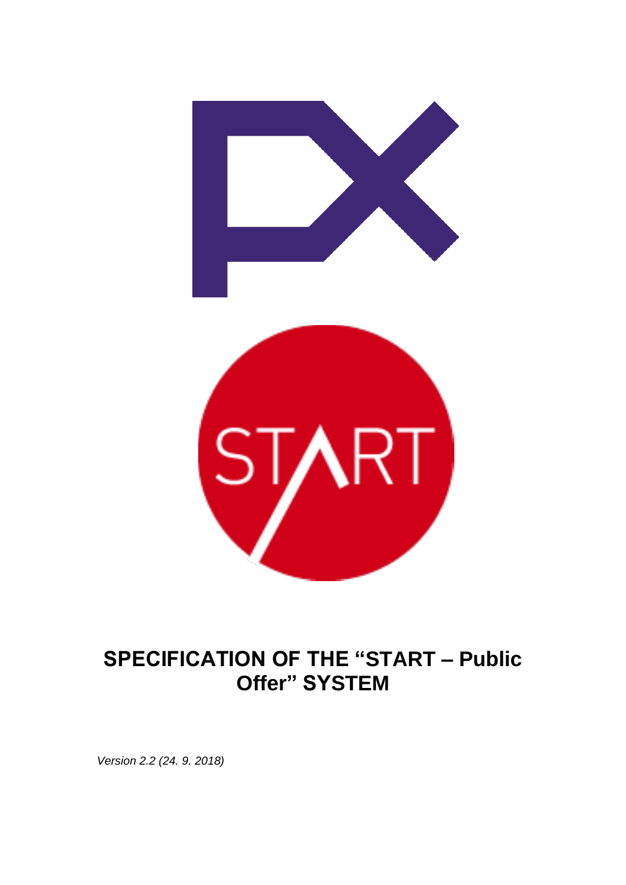# SPECIFICATION OF THE "START – Public Offer" SYSTEM

*Version 2.2 (24. 9. 2018)*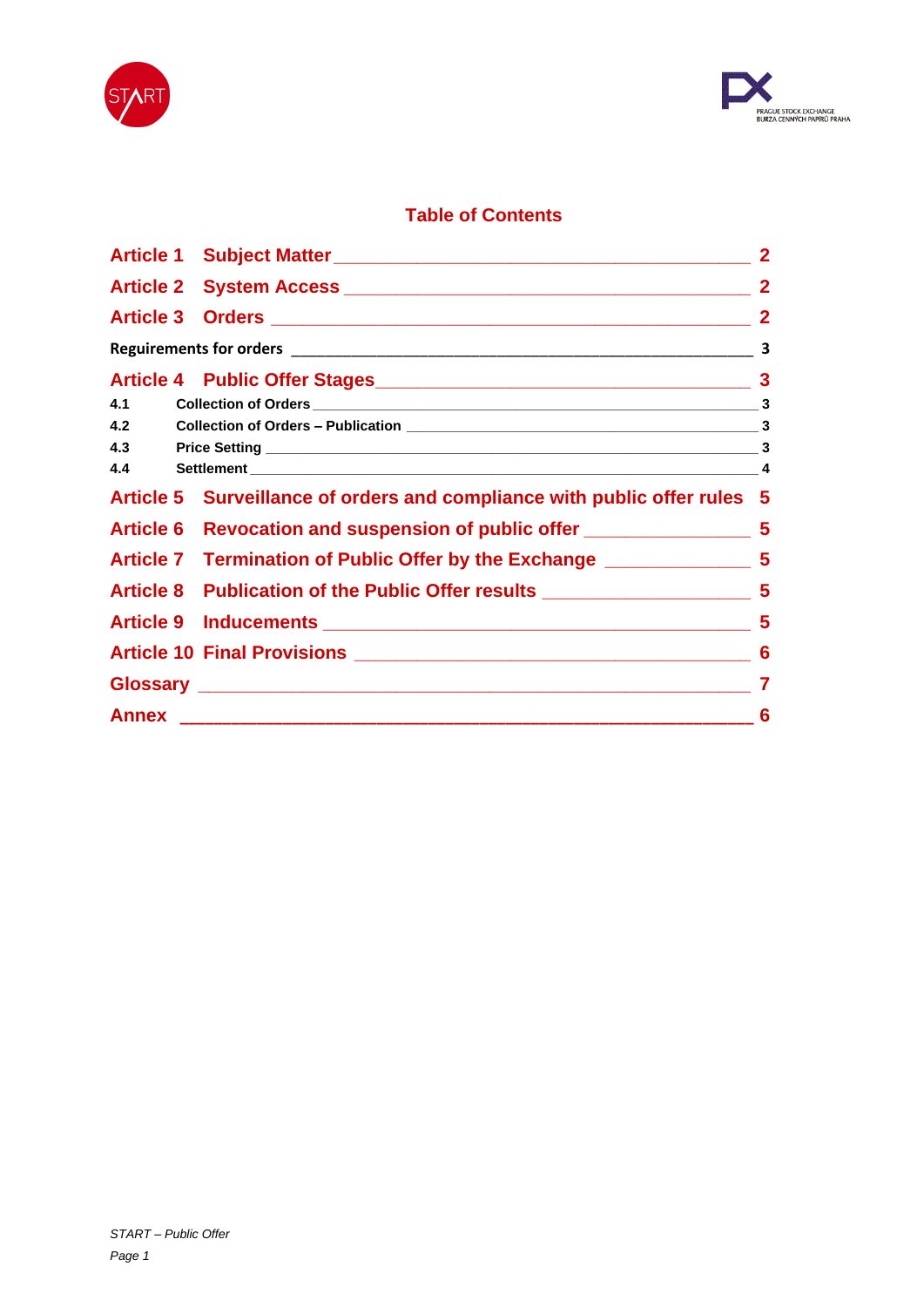## Table of Contents

| | | |
|---|---|---|
| **Article 1** | **Subject Matter** | **2** |
| **Article 2** | **System Access** | **2** |
| **Article 3** | **Orders** | **2** |
| **Reguirements for orders** | | **3** |
| **Article 4** | **Public Offer Stages** | **3** |
| 4.1 | Collection of Orders | 3 |
| 4.2 | Collection of Orders – Publication | 3 |
| 4.3 | Price Setting | 3 |
| 4.4 | Settlement | 4 |
| **Article 5** | **Surveillance of orders and compliance with public offer rules** | **5** |
| **Article 6** | **Revocation and suspension of public offer** | **5** |
| **Article 7** | **Termination of Public Offer by the Exchange** | **5** |
| **Article 8** | **Publication of the Public Offer results** | **5** |
| **Article 9** | **Inducements** | **5** |
| **Article 10** | **Final Provisions** | **6** |
| **Glossary** | | **7** |
| **Annex** | | **6** |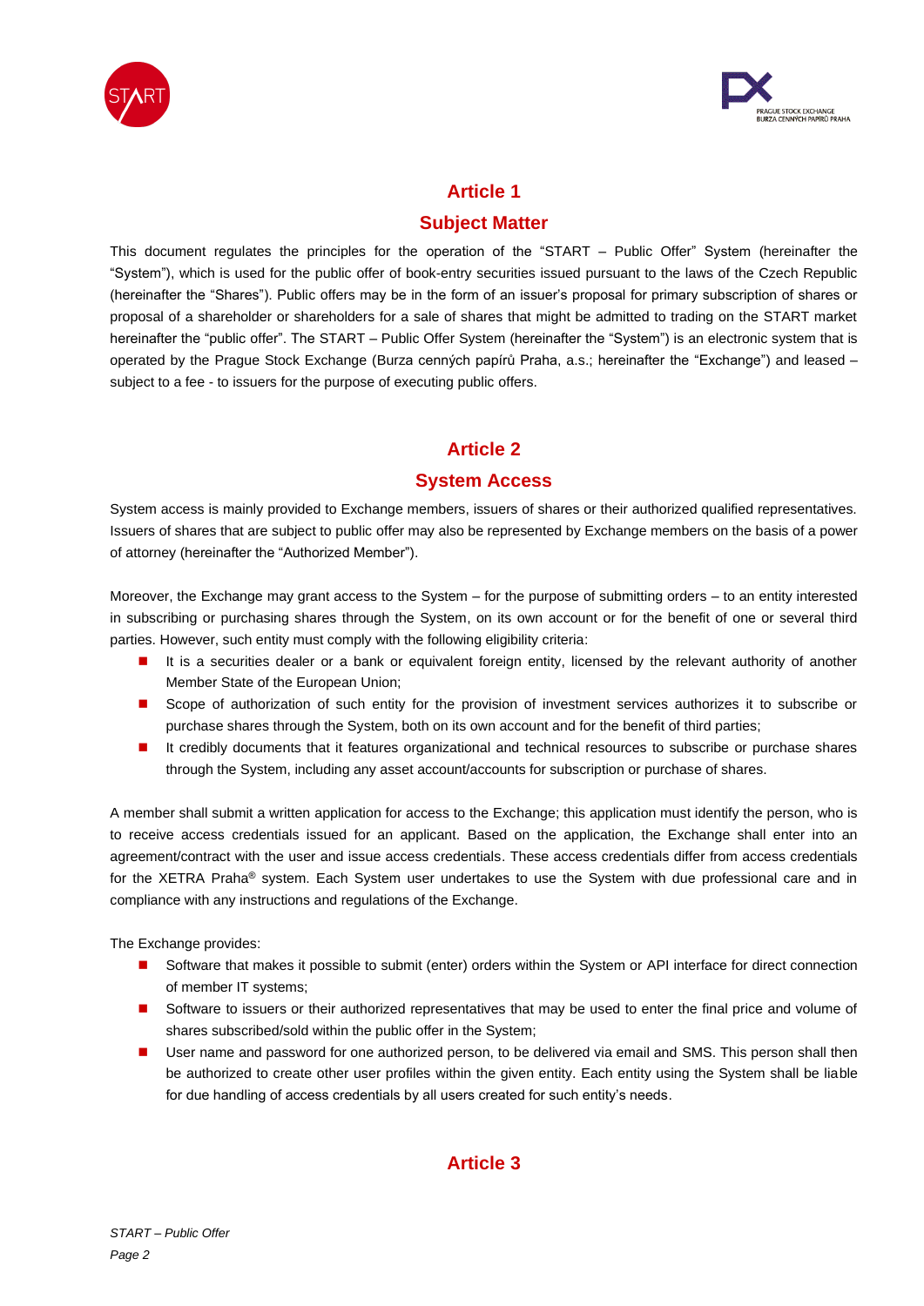## Article 1

## Subject Matter

This document regulates the principles for the operation of the "START – Public Offer" System (hereinafter the "System"), which is used for the public offer of book-entry securities issued pursuant to the laws of the Czech Republic (hereinafter the "Shares"). Public offers may be in the form of an issuer's proposal for primary subscription of shares or proposal of a shareholder or shareholders for a sale of shares that might be admitted to trading on the START market hereinafter the "public offer". The START – Public Offer System (hereinafter the "System") is an electronic system that is operated by the Prague Stock Exchange (Burza cenných papírů Praha, a.s.; hereinafter the "Exchange") and leased – subject to a fee - to issuers for the purpose of executing public offers.

## Article 2

## System Access

System access is mainly provided to Exchange members, issuers of shares or their authorized qualified representatives. Issuers of shares that are subject to public offer may also be represented by Exchange members on the basis of a power of attorney (hereinafter the "Authorized Member").

Moreover, the Exchange may grant access to the System – for the purpose of submitting orders – to an entity interested in subscribing or purchasing shares through the System, on its own account or for the benefit of one or several third parties. However, such entity must comply with the following eligibility criteria:

- It is a securities dealer or a bank or equivalent foreign entity, licensed by the relevant authority of another Member State of the European Union;
- Scope of authorization of such entity for the provision of investment services authorizes it to subscribe or purchase shares through the System, both on its own account and for the benefit of third parties;
- It credibly documents that it features organizational and technical resources to subscribe or purchase shares through the System, including any asset account/accounts for subscription or purchase of shares.

A member shall submit a written application for access to the Exchange; this application must identify the person, who is to receive access credentials issued for an applicant. Based on the application, the Exchange shall enter into an agreement/contract with the user and issue access credentials. These access credentials differ from access credentials for the XETRA Praha® system. Each System user undertakes to use the System with due professional care and in compliance with any instructions and regulations of the Exchange.

The Exchange provides:

- Software that makes it possible to submit (enter) orders within the System or API interface for direct connection of member IT systems;
- Software to issuers or their authorized representatives that may be used to enter the final price and volume of shares subscribed/sold within the public offer in the System;
- User name and password for one authorized person, to be delivered via email and SMS. This person shall then be authorized to create other user profiles within the given entity. Each entity using the System shall be liable for due handling of access credentials by all users created for such entity's needs.

## Article 3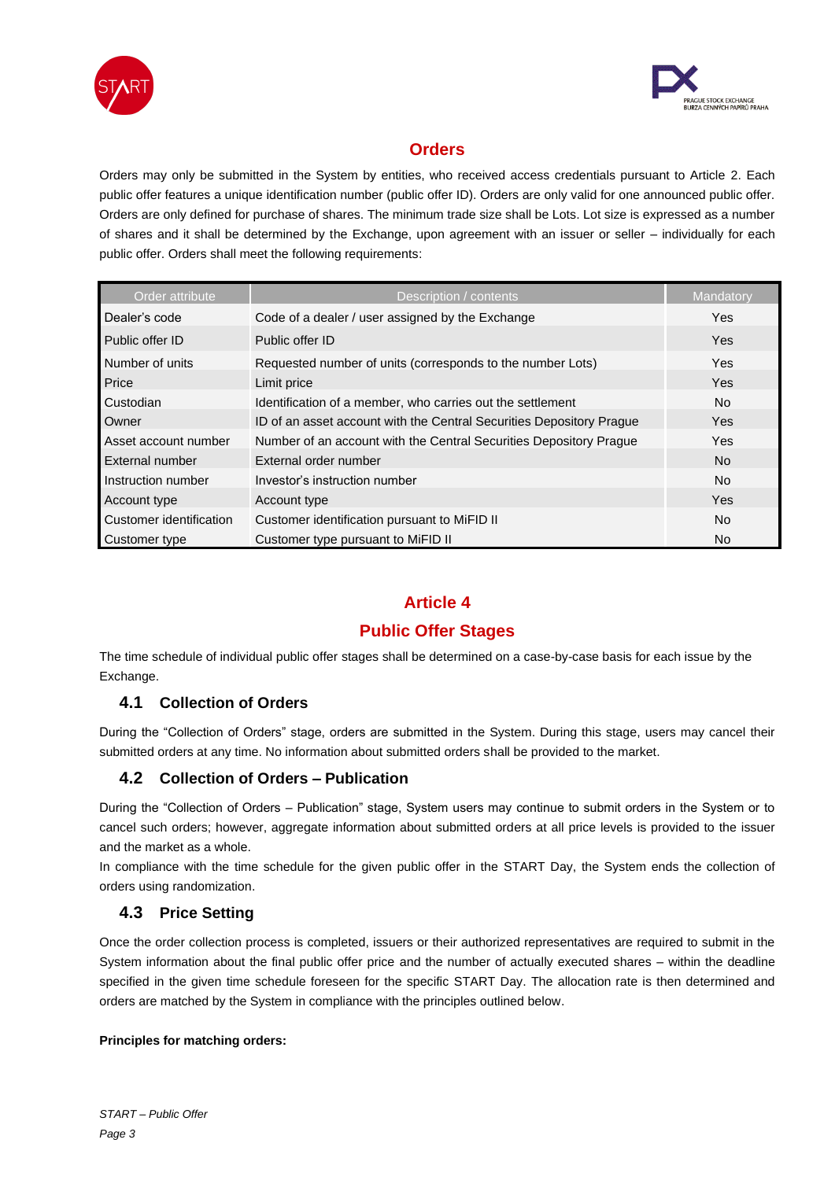### Orders

Orders may only be submitted in the System by entities, who received access credentials pursuant to Article 2. Each public offer features a unique identification number (public offer ID). Orders are only valid for one announced public offer. Orders are only defined for purchase of shares. The minimum trade size shall be Lots. Lot size is expressed as a number of shares and it shall be determined by the Exchange, upon agreement with an issuer or seller – individually for each public offer. Orders shall meet the following requirements:

| Order attribute | Description / contents | Mandatory |
|---|---|---|
| Dealer's code | Code of a dealer / user assigned by the Exchange | Yes |
| Public offer ID | Public offer ID | Yes |
| Number of units | Requested number of units (corresponds to the number Lots) | Yes |
| Price | Limit price | Yes |
| Custodian | Identification of a member, who carries out the settlement | No |
| Owner | ID of an asset account with the Central Securities Depository Prague | Yes |
| Asset account number | Number of an account with the Central Securities Depository Prague | Yes |
| External number | External order number | No |
| Instruction number | Investor's instruction number | No |
| Account type | Account type | Yes |
| Customer identification | Customer identification pursuant to MiFID II | No |
| Customer type | Customer type pursuant to MiFID II | No |

## Article 4

## Public Offer Stages

The time schedule of individual public offer stages shall be determined on a case-by-case basis for each issue by the Exchange.

### 4.1 Collection of Orders

During the "Collection of Orders" stage, orders are submitted in the System. During this stage, users may cancel their submitted orders at any time. No information about submitted orders shall be provided to the market.

### 4.2 Collection of Orders – Publication

During the "Collection of Orders – Publication" stage, System users may continue to submit orders in the System or to cancel such orders; however, aggregate information about submitted orders at all price levels is provided to the issuer and the market as a whole.

In compliance with the time schedule for the given public offer in the START Day, the System ends the collection of orders using randomization.

### 4.3 Price Setting

Once the order collection process is completed, issuers or their authorized representatives are required to submit in the System information about the final public offer price and the number of actually executed shares – within the deadline specified in the given time schedule foreseen for the specific START Day. The allocation rate is then determined and orders are matched by the System in compliance with the principles outlined below.

**Principles for matching orders:**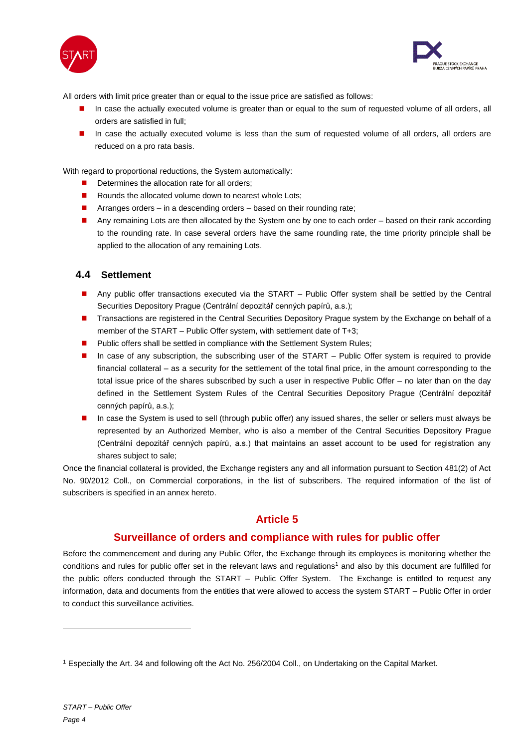All orders with limit price greater than or equal to the issue price are satisfied as follows:

- In case the actually executed volume is greater than or equal to the sum of requested volume of all orders, all orders are satisfied in full;
- In case the actually executed volume is less than the sum of requested volume of all orders, all orders are reduced on a pro rata basis.

With regard to proportional reductions, the System automatically:

- Determines the allocation rate for all orders;
- Rounds the allocated volume down to nearest whole Lots;
- Arranges orders – in a descending orders – based on their rounding rate;
- Any remaining Lots are then allocated by the System one by one to each order – based on their rank according to the rounding rate. In case several orders have the same rounding rate, the time priority principle shall be applied to the allocation of any remaining Lots.

### 4.4 Settlement

- Any public offer transactions executed via the START – Public Offer system shall be settled by the Central Securities Depository Prague (Centrální depozitář cenných papírů, a.s.);
- Transactions are registered in the Central Securities Depository Prague system by the Exchange on behalf of a member of the START – Public Offer system, with settlement date of T+3;
- Public offers shall be settled in compliance with the Settlement System Rules;
- In case of any subscription, the subscribing user of the START – Public Offer system is required to provide financial collateral – as a security for the settlement of the total final price, in the amount corresponding to the total issue price of the shares subscribed by such a user in respective Public Offer – no later than on the day defined in the Settlement System Rules of the Central Securities Depository Prague (Centrální depozitář cenných papírů, a.s.);
- In case the System is used to sell (through public offer) any issued shares, the seller or sellers must always be represented by an Authorized Member, who is also a member of the Central Securities Depository Prague (Centrální depozitář cenných papírů, a.s.) that maintains an asset account to be used for registration any shares subject to sale;

Once the financial collateral is provided, the Exchange registers any and all information pursuant to Section 481(2) of Act No. 90/2012 Coll., on Commercial corporations, in the list of subscribers. The required information of the list of subscribers is specified in an annex hereto.

## Article 5

## Surveillance of orders and compliance with rules for public offer

Before the commencement and during any Public Offer, the Exchange through its employees is monitoring whether the conditions and rules for public offer set in the relevant laws and regulations[1] and also by this document are fulfilled for the public offers conducted through the START – Public Offer System. The Exchange is entitled to request any information, data and documents from the entities that were allowed to access the system START – Public Offer in order to conduct this surveillance activities.

---

[1] Especially the Art. 34 and following oft the Act No. 256/2004 Coll., on Undertaking on the Capital Market.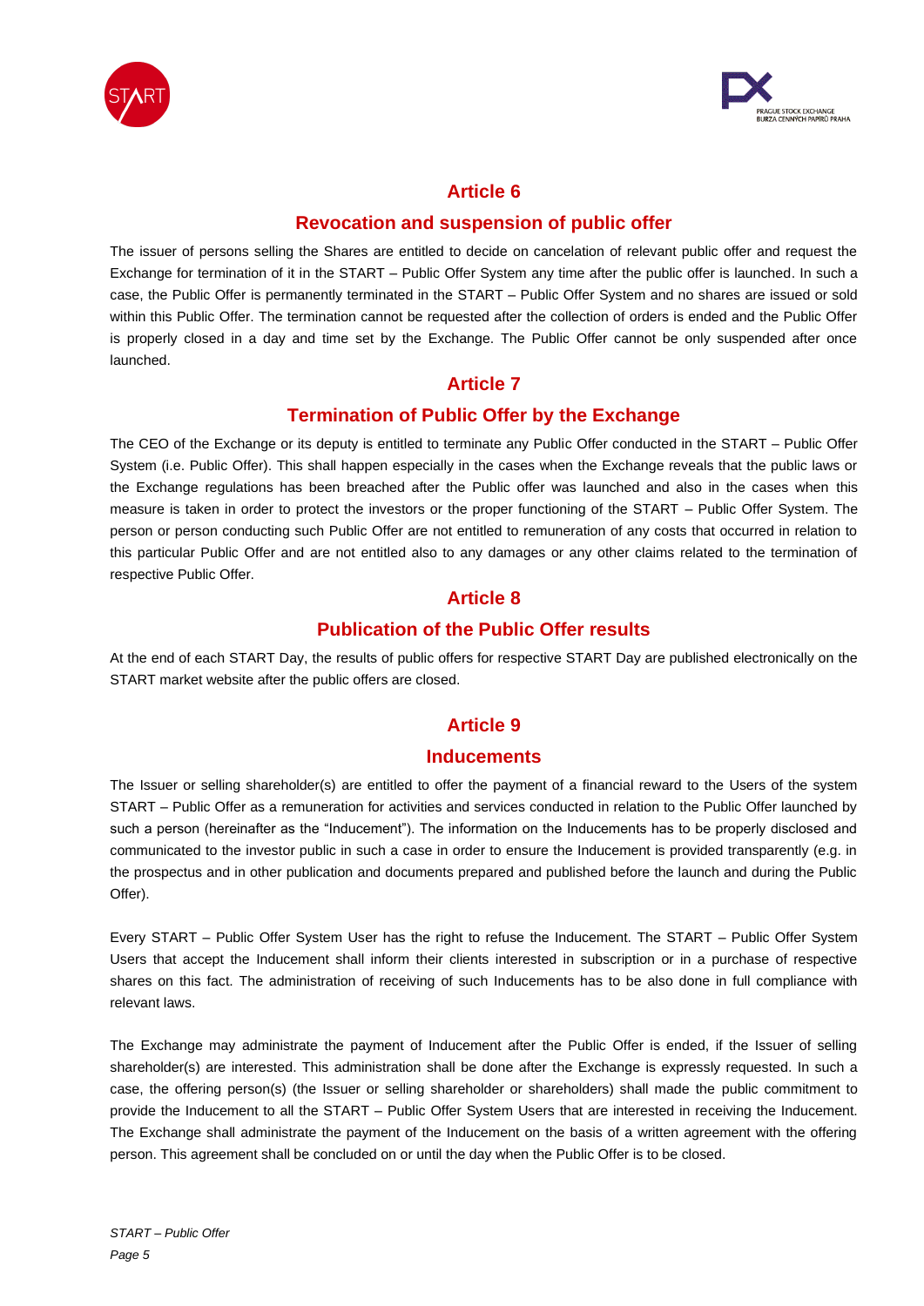## Article 6

## Revocation and suspension of public offer

The issuer of persons selling the Shares are entitled to decide on cancelation of relevant public offer and request the Exchange for termination of it in the START – Public Offer System any time after the public offer is launched. In such a case, the Public Offer is permanently terminated in the START – Public Offer System and no shares are issued or sold within this Public Offer. The termination cannot be requested after the collection of orders is ended and the Public Offer is properly closed in a day and time set by the Exchange. The Public Offer cannot be only suspended after once launched.

## Article 7

## Termination of Public Offer by the Exchange

The CEO of the Exchange or its deputy is entitled to terminate any Public Offer conducted in the START – Public Offer System (i.e. Public Offer). This shall happen especially in the cases when the Exchange reveals that the public laws or the Exchange regulations has been breached after the Public offer was launched and also in the cases when this measure is taken in order to protect the investors or the proper functioning of the START – Public Offer System. The person or person conducting such Public Offer are not entitled to remuneration of any costs that occurred in relation to this particular Public Offer and are not entitled also to any damages or any other claims related to the termination of respective Public Offer.

## Article 8

## Publication of the Public Offer results

At the end of each START Day, the results of public offers for respective START Day are published electronically on the START market website after the public offers are closed.

## Article 9

## Inducements

The Issuer or selling shareholder(s) are entitled to offer the payment of a financial reward to the Users of the system START – Public Offer as a remuneration for activities and services conducted in relation to the Public Offer launched by such a person (hereinafter as the "Inducement"). The information on the Inducements has to be properly disclosed and communicated to the investor public in such a case in order to ensure the Inducement is provided transparently (e.g. in the prospectus and in other publication and documents prepared and published before the launch and during the Public Offer).

Every START – Public Offer System User has the right to refuse the Inducement. The START – Public Offer System Users that accept the Inducement shall inform their clients interested in subscription or in a purchase of respective shares on this fact. The administration of receiving of such Inducements has to be also done in full compliance with relevant laws.

The Exchange may administrate the payment of Inducement after the Public Offer is ended, if the Issuer of selling shareholder(s) are interested. This administration shall be done after the Exchange is expressly requested. In such a case, the offering person(s) (the Issuer or selling shareholder or shareholders) shall made the public commitment to provide the Inducement to all the START – Public Offer System Users that are interested in receiving the Inducement. The Exchange shall administrate the payment of the Inducement on the basis of a written agreement with the offering person. This agreement shall be concluded on or until the day when the Public Offer is to be closed.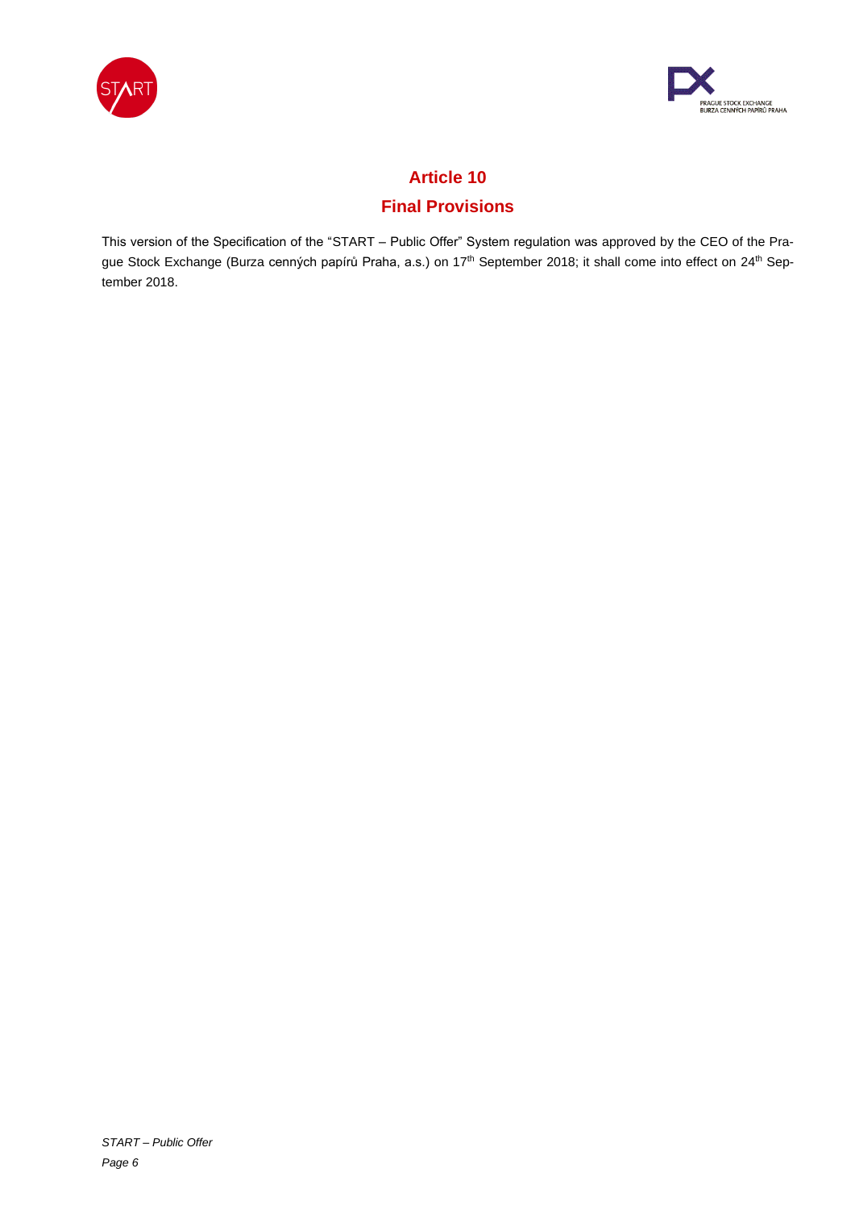## Article 10

## Final Provisions

This version of the Specification of the "START – Public Offer" System regulation was approved by the CEO of the Prague Stock Exchange (Burza cenných papírů Praha, a.s.) on 17th September 2018; it shall come into effect on 24th September 2018.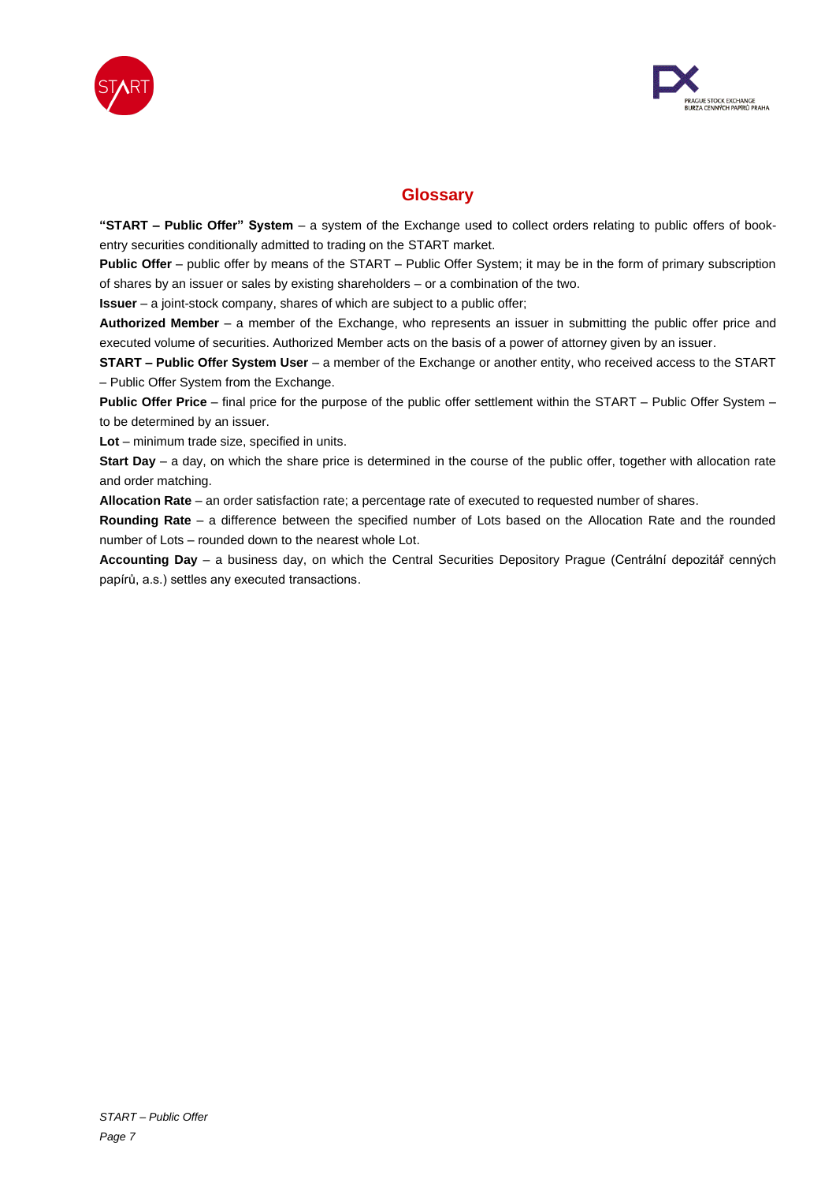# Glossary

**"START – Public Offer" System** – a system of the Exchange used to collect orders relating to public offers of book-entry securities conditionally admitted to trading on the START market.

**Public Offer** – public offer by means of the START – Public Offer System; it may be in the form of primary subscription of shares by an issuer or sales by existing shareholders – or a combination of the two.

**Issuer** – a joint-stock company, shares of which are subject to a public offer;

**Authorized Member** – a member of the Exchange, who represents an issuer in submitting the public offer price and executed volume of securities. Authorized Member acts on the basis of a power of attorney given by an issuer.

**START – Public Offer System User** – a member of the Exchange or another entity, who received access to the START – Public Offer System from the Exchange.

**Public Offer Price** – final price for the purpose of the public offer settlement within the START – Public Offer System – to be determined by an issuer.

**Lot** – minimum trade size, specified in units.

**Start Day** – a day, on which the share price is determined in the course of the public offer, together with allocation rate and order matching.

**Allocation Rate** – an order satisfaction rate; a percentage rate of executed to requested number of shares.

**Rounding Rate** – a difference between the specified number of Lots based on the Allocation Rate and the rounded number of Lots – rounded down to the nearest whole Lot.

**Accounting Day** – a business day, on which the Central Securities Depository Prague (Centrální depozitář cenných papírů, a.s.) settles any executed transactions.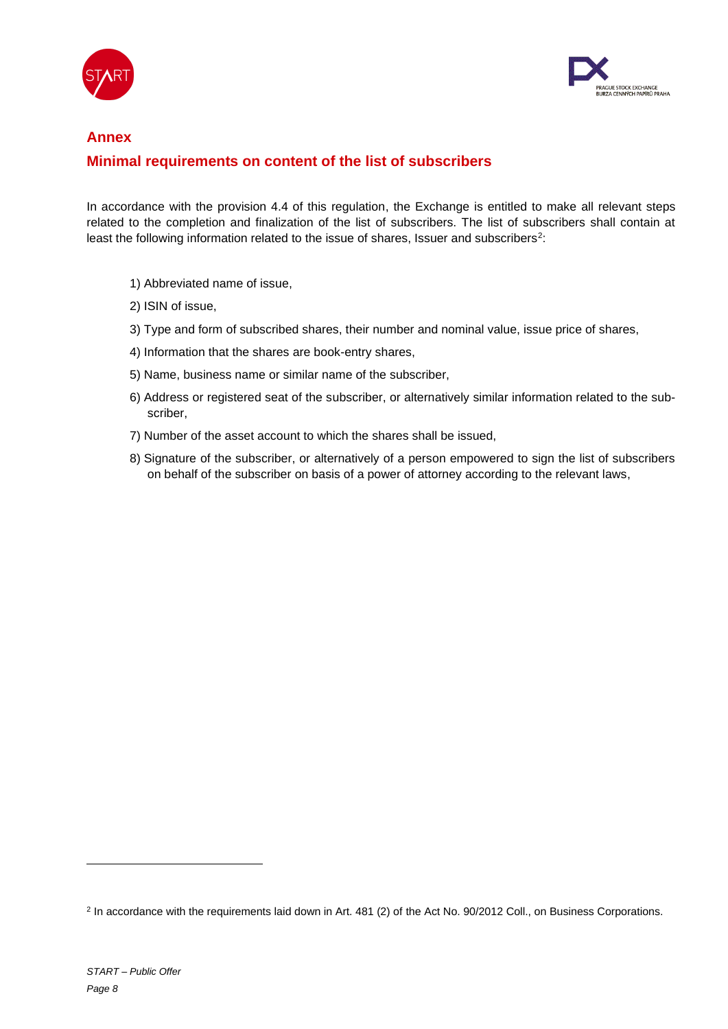## Annex

## Minimal requirements on content of the list of subscribers

In accordance with the provision 4.4 of this regulation, the Exchange is entitled to make all relevant steps related to the completion and finalization of the list of subscribers. The list of subscribers shall contain at least the following information related to the issue of shares, Issuer and subscribers[2]:

1) Abbreviated name of issue,
2) ISIN of issue,
3) Type and form of subscribed shares, their number and nominal value, issue price of shares,
4) Information that the shares are book-entry shares,
5) Name, business name or similar name of the subscriber,
6) Address or registered seat of the subscriber, or alternatively similar information related to the subscriber,
7) Number of the asset account to which the shares shall be issued,
8) Signature of the subscriber, or alternatively of a person empowered to sign the list of subscribers on behalf of the subscriber on basis of a power of attorney according to the relevant laws,

[2] In accordance with the requirements laid down in Art. 481 (2) of the Act No. 90/2012 Coll., on Business Corporations.